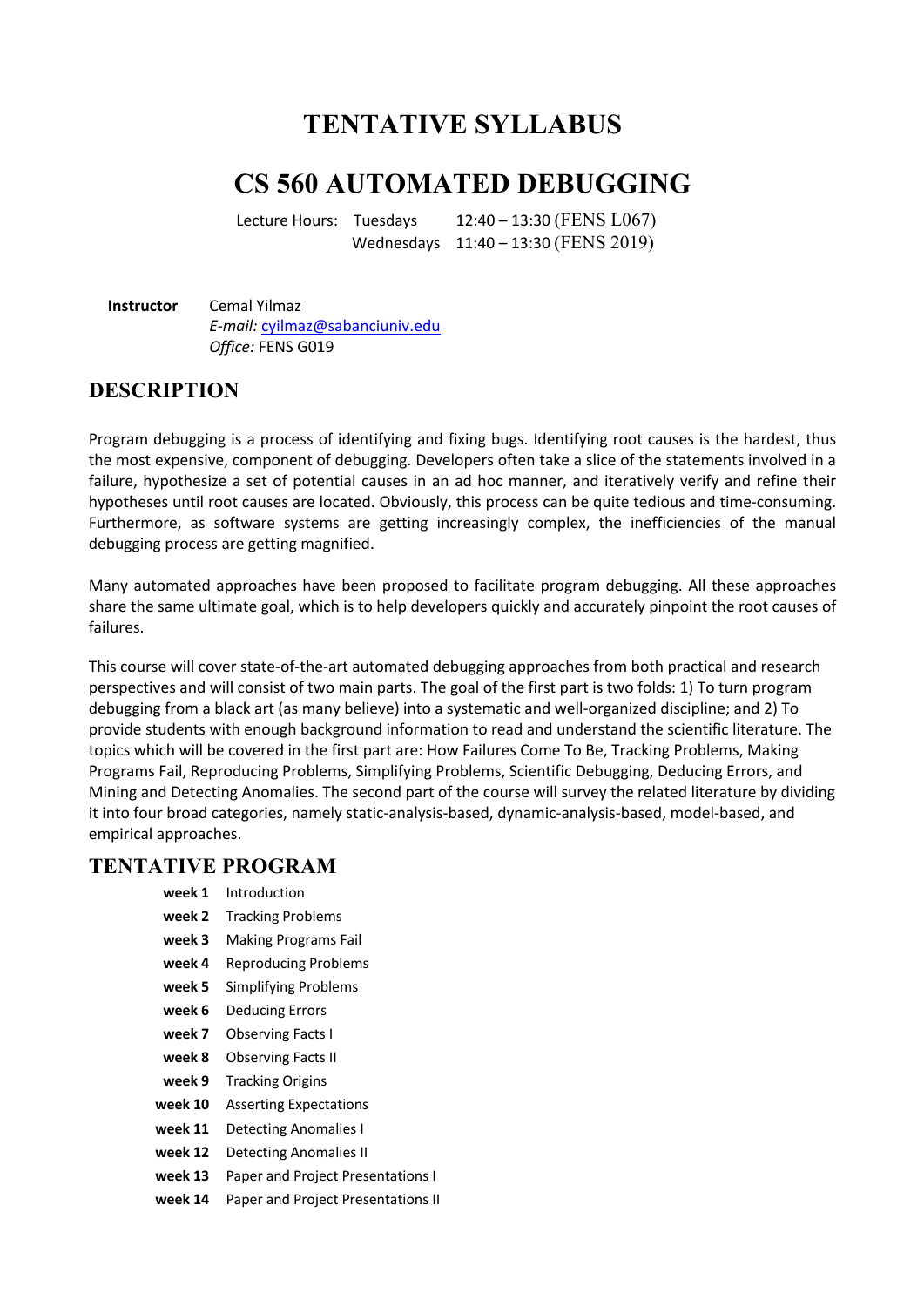# TENTATIVE SYLLABUS

# CS 560 AUTOMATED DEBUGGING

Lecture Hours: Tuesdays 12:40 – 13:30 (FENS L067)
Wednesdays 11:40 – 13:30 (FENS 2019)

**Instructor** Cemal Yilmaz
*E-mail:* cyilmaz@sabanciuniv.edu
*Office:* FENS G019

## DESCRIPTION

Program debugging is a process of identifying and fixing bugs. Identifying root causes is the hardest, thus the most expensive, component of debugging. Developers often take a slice of the statements involved in a failure, hypothesize a set of potential causes in an ad hoc manner, and iteratively verify and refine their hypotheses until root causes are located. Obviously, this process can be quite tedious and time-consuming. Furthermore, as software systems are getting increasingly complex, the inefficiencies of the manual debugging process are getting magnified.

Many automated approaches have been proposed to facilitate program debugging. All these approaches share the same ultimate goal, which is to help developers quickly and accurately pinpoint the root causes of failures.

This course will cover state-of-the-art automated debugging approaches from both practical and research perspectives and will consist of two main parts. The goal of the first part is two folds: 1) To turn program debugging from a black art (as many believe) into a systematic and well-organized discipline; and 2) To provide students with enough background information to read and understand the scientific literature. The topics which will be covered in the first part are: How Failures Come To Be, Tracking Problems, Making Programs Fail, Reproducing Problems, Simplifying Problems, Scientific Debugging, Deducing Errors, and Mining and Detecting Anomalies. The second part of the course will survey the related literature by dividing it into four broad categories, namely static-analysis-based, dynamic-analysis-based, model-based, and empirical approaches.

## TENTATIVE PROGRAM

| | |
|---|---|
| **week 1** | Introduction |
| **week 2** | Tracking Problems |
| **week 3** | Making Programs Fail |
| **week 4** | Reproducing Problems |
| **week 5** | Simplifying Problems |
| **week 6** | Deducing Errors |
| **week 7** | Observing Facts I |
| **week 8** | Observing Facts II |
| **week 9** | Tracking Origins |
| **week 10** | Asserting Expectations |
| **week 11** | Detecting Anomalies I |
| **week 12** | Detecting Anomalies II |
| **week 13** | Paper and Project Presentations I |
| **week 14** | Paper and Project Presentations II |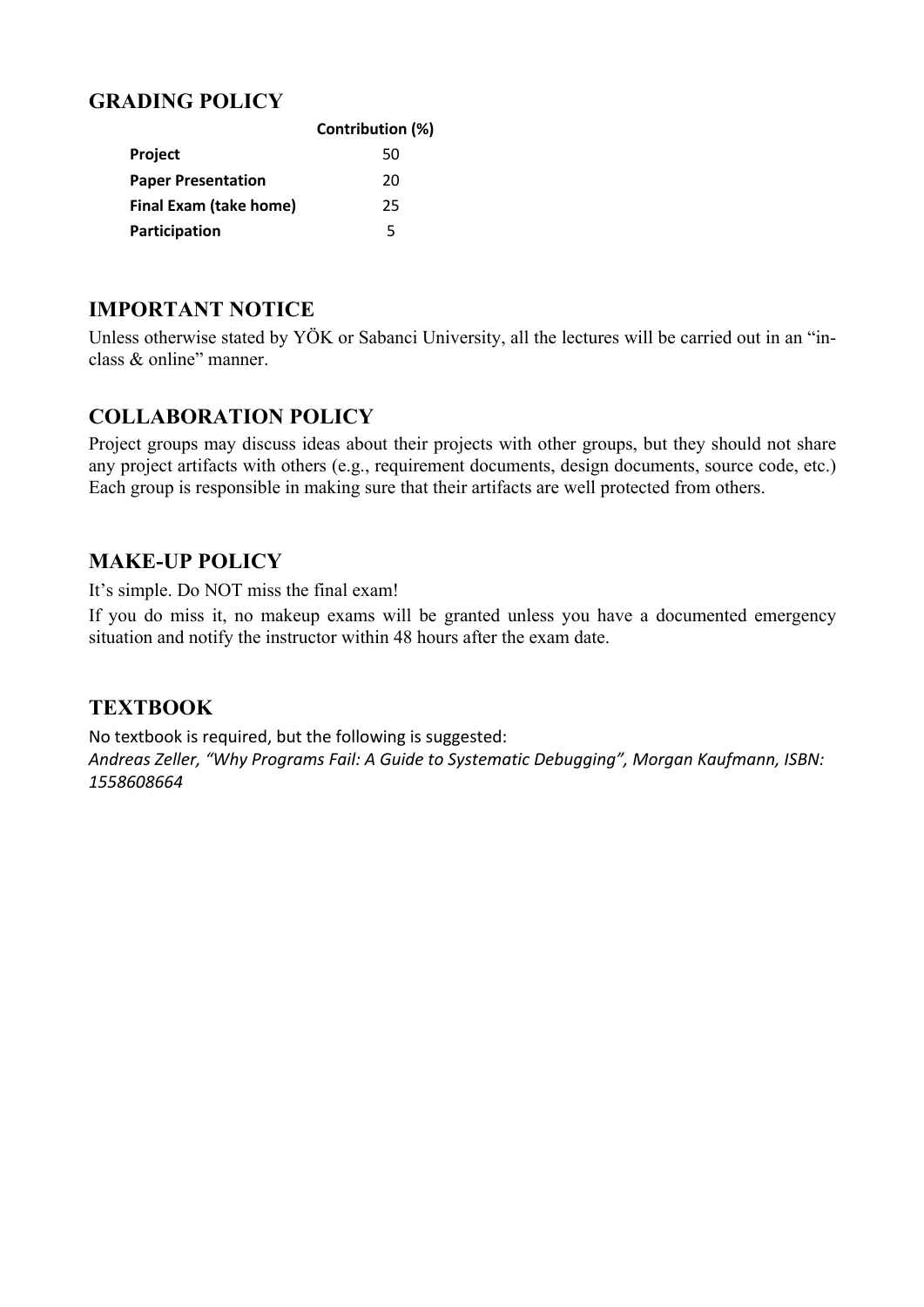## GRADING POLICY

| | Contribution (%) |
|---|---|
| **Project** | 50 |
| **Paper Presentation** | 20 |
| **Final Exam (take home)** | 25 |
| **Participation** | 5 |

## IMPORTANT NOTICE

Unless otherwise stated by YÖK or Sabanci University, all the lectures will be carried out in an "in-class & online" manner.

## COLLABORATION POLICY

Project groups may discuss ideas about their projects with other groups, but they should not share any project artifacts with others (e.g., requirement documents, design documents, source code, etc.) Each group is responsible in making sure that their artifacts are well protected from others.

## MAKE-UP POLICY

It's simple. Do NOT miss the final exam!

If you do miss it, no makeup exams will be granted unless you have a documented emergency situation and notify the instructor within 48 hours after the exam date.

## TEXTBOOK

No textbook is required, but the following is suggested:
*Andreas Zeller, "Why Programs Fail: A Guide to Systematic Debugging", Morgan Kaufmann, ISBN: 1558608664*